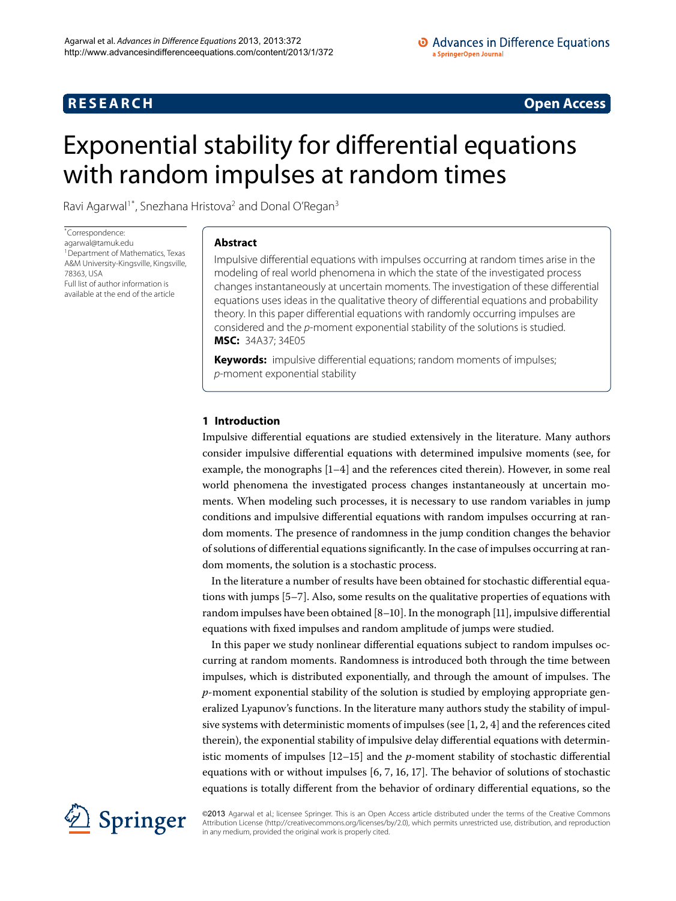**RESEARCH** **Open Access**

# Exponential stability for differential equations with random impulses at random times

Ravi Agarwal[1*], Snezhana Hristova[2] and Donal O'Regan[3]

*Correspondence: agarwal@tamuk.edu
[1]Department of Mathematics, Texas A&M University-Kingsville, Kingsville, 78363, USA
Full list of author information is available at the end of the article

## Abstract

Impulsive differential equations with impulses occurring at random times arise in the modeling of real world phenomena in which the state of the investigated process changes instantaneously at uncertain moments. The investigation of these differential equations uses ideas in the qualitative theory of differential equations and probability theory. In this paper differential equations with randomly occurring impulses are considered and the $p$-moment exponential stability of the solutions is studied.

**MSC:** 34A37; 34E05

**Keywords:** impulsive differential equations; random moments of impulses; $p$-moment exponential stability

## 1 Introduction

Impulsive differential equations are studied extensively in the literature. Many authors consider impulsive differential equations with determined impulsive moments (see, for example, the monographs [1–4] and the references cited therein). However, in some real world phenomena the investigated process changes instantaneously at uncertain moments. When modeling such processes, it is necessary to use random variables in jump conditions and impulsive differential equations with random impulses occurring at random moments. The presence of randomness in the jump condition changes the behavior of solutions of differential equations significantly. In the case of impulses occurring at random moments, the solution is a stochastic process.

In the literature a number of results have been obtained for stochastic differential equations with jumps [5–7]. Also, some results on the qualitative properties of equations with random impulses have been obtained [8–10]. In the monograph [11], impulsive differential equations with fixed impulses and random amplitude of jumps were studied.

In this paper we study nonlinear differential equations subject to random impulses occurring at random moments. Randomness is introduced both through the time between impulses, which is distributed exponentially, and through the amount of impulses. The $p$-moment exponential stability of the solution is studied by employing appropriate generalized Lyapunov's functions. In the literature many authors study the stability of impulsive systems with deterministic moments of impulses (see [1, 2, 4] and the references cited therein), the exponential stability of impulsive delay differential equations with deterministic moments of impulses [12–15] and the $p$-moment stability of stochastic differential equations with or without impulses [6, 7, 16, 17]. The behavior of solutions of stochastic equations is totally different from the behavior of ordinary differential equations, so the

©2013 Agarwal et al.; licensee Springer. This is an Open Access article distributed under the terms of the Creative Commons Attribution License (http://creativecommons.org/licenses/by/2.0), which permits unrestricted use, distribution, and reproduction in any medium, provided the original work is properly cited.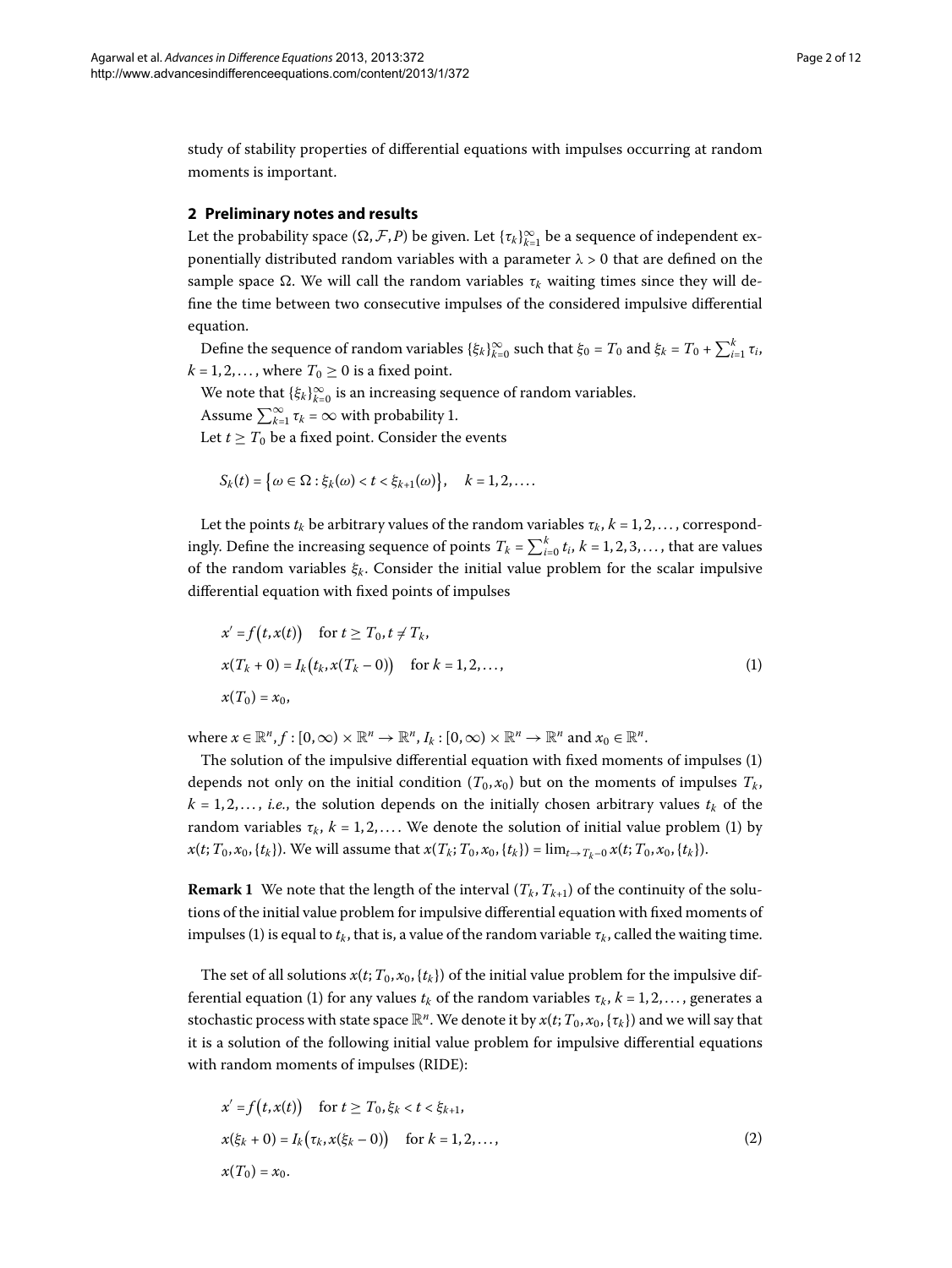study of stability properties of differential equations with impulses occurring at random moments is important.

## 2 Preliminary notes and results

Let the probability space $(\Omega, \mathcal{F}, P)$ be given. Let $\{\tau_k\}_{k=1}^{\infty}$ be a sequence of independent exponentially distributed random variables with a parameter $\lambda > 0$ that are defined on the sample space $\Omega$. We will call the random variables $\tau_k$ waiting times since they will define the time between two consecutive impulses of the considered impulsive differential equation.

Define the sequence of random variables $\{\xi_k\}_{k=0}^{\infty}$ such that $\xi_0 = T_0$ and $\xi_k = T_0 + \sum_{i=1}^{k} \tau_i$, $k = 1, 2, \dots$, where $T_0 \geq 0$ is a fixed point.

We note that $\{\xi_k\}_{k=0}^{\infty}$ is an increasing sequence of random variables.

Assume $\sum_{k=1}^{\infty} \tau_k = \infty$ with probability 1.

Let $t \geq T_0$ be a fixed point. Consider the events

$$S_k(t) = \{\omega \in \Omega : \xi_k(\omega) < t < \xi_{k+1}(\omega)\}, \quad k = 1, 2, \dots.$$

Let the points $t_k$ be arbitrary values of the random variables $\tau_k$, $k = 1, 2, \dots$, correspondingly. Define the increasing sequence of points $T_k = \sum_{i=0}^{k} t_i$, $k = 1, 2, 3, \dots$, that are values of the random variables $\xi_k$. Consider the initial value problem for the scalar impulsive differential equation with fixed points of impulses

$$\begin{aligned}
&x' = f(t, x(t)) \quad \text{for } t \geq T_0, t \neq T_k, \\
&x(T_k + 0) = I_k(t_k, x(T_k - 0)) \quad \text{for } k = 1, 2, \dots, \\
&x(T_0) = x_0,
\end{aligned} \tag{1}$$

where $x \in \mathbb{R}^n$, $f : [0, \infty) \times \mathbb{R}^n \to \mathbb{R}^n$, $I_k : [0, \infty) \times \mathbb{R}^n \to \mathbb{R}^n$ and $x_0 \in \mathbb{R}^n$.

The solution of the impulsive differential equation with fixed moments of impulses (1) depends not only on the initial condition $(T_0, x_0)$ but on the moments of impulses $T_k$, $k = 1, 2, \dots$, *i.e.*, the solution depends on the initially chosen arbitrary values $t_k$ of the random variables $\tau_k$, $k = 1, 2, \dots$. We denote the solution of initial value problem (1) by $x(t; T_0, x_0, \{t_k\})$. We will assume that $x(T_k; T_0, x_0, \{t_k\}) = \lim_{t \to T_k - 0} x(t; T_0, x_0, \{t_k\})$.

**Remark 1** We note that the length of the interval $(T_k, T_{k+1})$ of the continuity of the solutions of the initial value problem for impulsive differential equation with fixed moments of impulses (1) is equal to $t_k$, that is, a value of the random variable $\tau_k$, called the waiting time.

The set of all solutions $x(t; T_0, x_0, \{t_k\})$ of the initial value problem for the impulsive differential equation (1) for any values $t_k$ of the random variables $\tau_k$, $k = 1, 2, \dots$, generates a stochastic process with state space $\mathbb{R}^n$. We denote it by $x(t; T_0, x_0, \{\tau_k\})$ and we will say that it is a solution of the following initial value problem for impulsive differential equations with random moments of impulses (RIDE):

$$\begin{aligned}
&x' = f(t, x(t)) \quad \text{for } t \geq T_0, \xi_k < t < \xi_{k+1}, \\
&x(\xi_k + 0) = I_k(\tau_k, x(\xi_k - 0)) \quad \text{for } k = 1, 2, \dots, \\
&x(T_0) = x_0.
\end{aligned} \tag{2}$$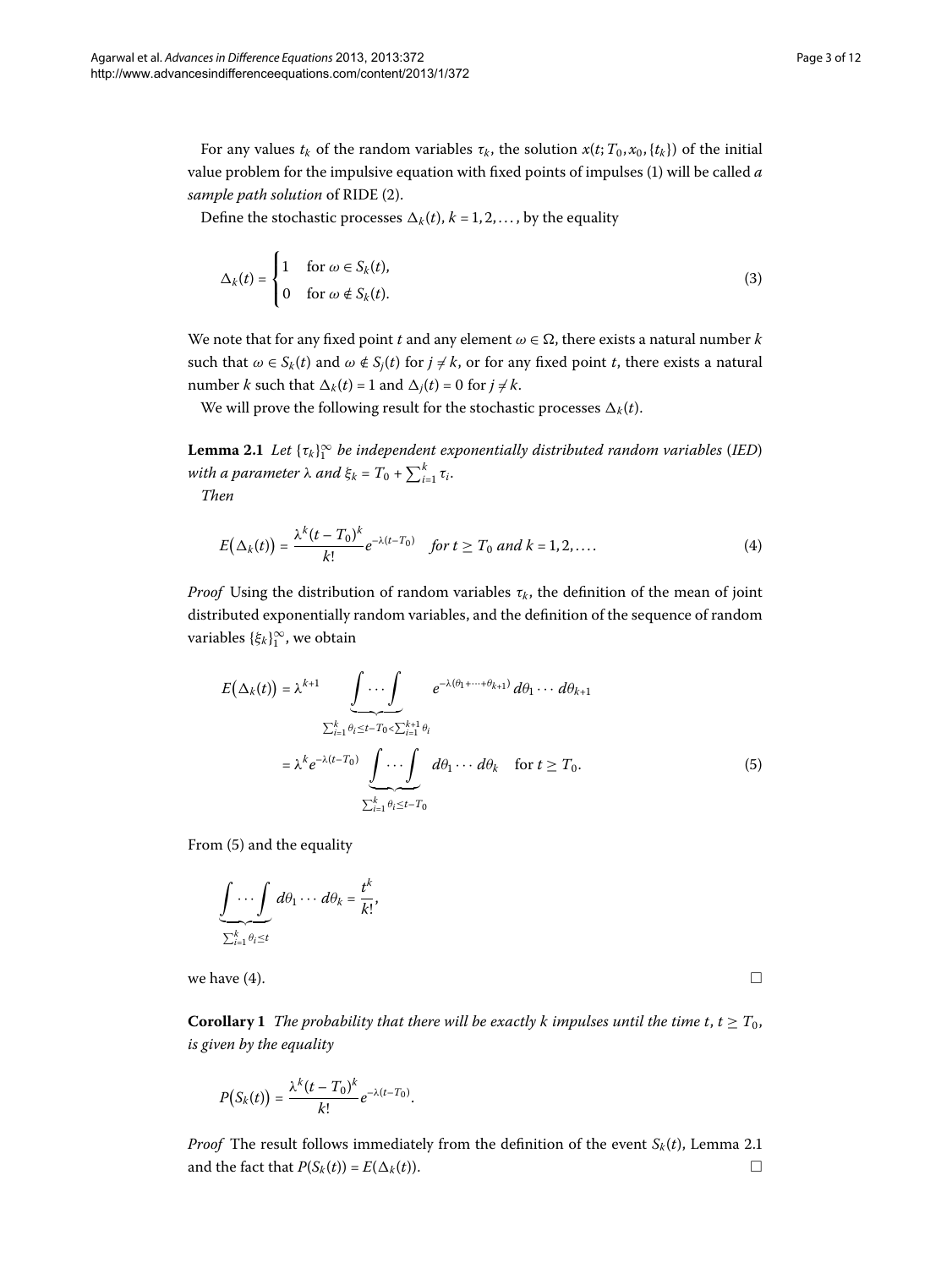For any values $t_k$ of the random variables $\tau_k$, the solution $x(t; T_0, x_0, \{t_k\})$ of the initial value problem for the impulsive equation with fixed points of impulses (1) will be called *a sample path solution* of RIDE (2).

Define the stochastic processes $\Delta_k(t)$, $k = 1, 2, \dots$, by the equality

$$\Delta_k(t) = \begin{cases} 1 & \text{for } \omega \in S_k(t), \\ 0 & \text{for } \omega \notin S_k(t). \end{cases} \tag{3}$$

We note that for any fixed point $t$ and any element $\omega \in \Omega$, there exists a natural number $k$ such that $\omega \in S_k(t)$ and $\omega \notin S_j(t)$ for $j \neq k$, or for any fixed point $t$, there exists a natural number $k$ such that $\Delta_k(t) = 1$ and $\Delta_j(t) = 0$ for $j \neq k$.

We will prove the following result for the stochastic processes $\Delta_k(t)$.

**Lemma 2.1** *Let $\{\tau_k\}_1^\infty$ be independent exponentially distributed random variables (IED) with a parameter $\lambda$ and $\xi_k = T_0 + \sum_{i=1}^k \tau_i$.*

*Then*

$$E(\Delta_k(t)) = \frac{\lambda^k (t - T_0)^k}{k!} e^{-\lambda(t - T_0)} \quad \text{for } t \geq T_0 \text{ and } k = 1, 2, \dots. \tag{4}$$

*Proof* Using the distribution of random variables $\tau_k$, the definition of the mean of joint distributed exponentially random variables, and the definition of the sequence of random variables $\{\xi_k\}_1^\infty$, we obtain

$$\begin{aligned} E(\Delta_k(t)) &= \lambda^{k+1} \underbrace{\int \cdots \int}_{\sum_{i=1}^k \theta_i \leq t - T_0 < \sum_{i=1}^{k+1} \theta_i} e^{-\lambda(\theta_1 + \cdots + \theta_{k+1})} \, d\theta_1 \cdots d\theta_{k+1} \\ &= \lambda^k e^{-\lambda(t - T_0)} \underbrace{\int \cdots \int}_{\sum_{i=1}^k \theta_i \leq t - T_0} d\theta_1 \cdots d\theta_k \quad \text{for } t \geq T_0. \end{aligned} \tag{5}$$

From (5) and the equality

$$\underbrace{\int \cdots \int}_{\sum_{i=1}^k \theta_i \leq t} d\theta_1 \cdots d\theta_k = \frac{t^k}{k!},$$

we have (4). □

**Corollary 1** *The probability that there will be exactly $k$ impulses until the time $t$, $t \geq T_0$, is given by the equality*

$$P(S_k(t)) = \frac{\lambda^k (t - T_0)^k}{k!} e^{-\lambda(t - T_0)}.$$

*Proof* The result follows immediately from the definition of the event $S_k(t)$, Lemma 2.1 and the fact that $P(S_k(t)) = E(\Delta_k(t))$. □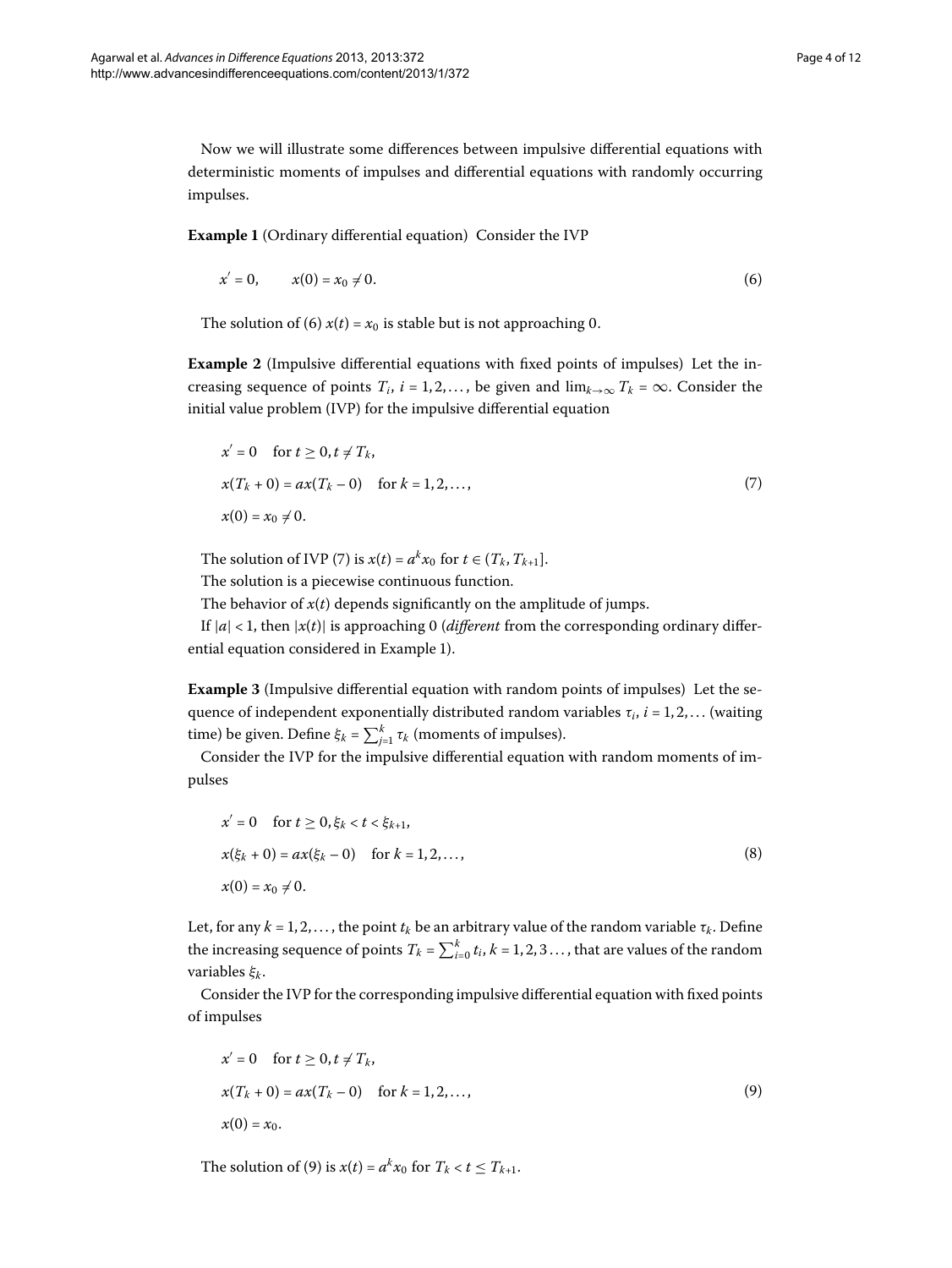Now we will illustrate some differences between impulsive differential equations with deterministic moments of impulses and differential equations with randomly occurring impulses.

**Example 1** (Ordinary differential equation) Consider the IVP

$$x' = 0, \qquad x(0) = x_0 \neq 0. \tag{6}$$

The solution of (6) $x(t) = x_0$ is stable but is not approaching 0.

**Example 2** (Impulsive differential equations with fixed points of impulses) Let the increasing sequence of points $T_i$, $i = 1, 2, \ldots$, be given and $\lim_{k\to\infty} T_k = \infty$. Consider the initial value problem (IVP) for the impulsive differential equation

$$\begin{aligned} &x' = 0 \quad \text{for } t \geq 0, t \neq T_k, \\ &x(T_k + 0) = ax(T_k - 0) \quad \text{for } k = 1, 2, \ldots, \\ &x(0) = x_0 \neq 0. \end{aligned} \tag{7}$$

The solution of IVP (7) is $x(t) = a^k x_0$ for $t \in (T_k, T_{k+1}]$.

The solution is a piecewise continuous function.

The behavior of $x(t)$ depends significantly on the amplitude of jumps.

If $|a| < 1$, then $|x(t)|$ is approaching 0 (*different* from the corresponding ordinary differential equation considered in Example 1).

**Example 3** (Impulsive differential equation with random points of impulses) Let the sequence of independent exponentially distributed random variables $\tau_i$, $i = 1, 2, \ldots$ (waiting time) be given. Define $\xi_k = \sum_{j=1}^{k} \tau_k$ (moments of impulses).

Consider the IVP for the impulsive differential equation with random moments of impulses

$$\begin{aligned} &x' = 0 \quad \text{for } t \geq 0, \xi_k < t < \xi_{k+1}, \\ &x(\xi_k + 0) = ax(\xi_k - 0) \quad \text{for } k = 1, 2, \ldots, \\ &x(0) = x_0 \neq 0. \end{aligned} \tag{8}$$

Let, for any $k = 1, 2, \ldots$, the point $t_k$ be an arbitrary value of the random variable $\tau_k$. Define the increasing sequence of points $T_k = \sum_{i=0}^{k} t_i$, $k = 1, 2, 3 \ldots$, that are values of the random variables $\xi_k$.

Consider the IVP for the corresponding impulsive differential equation with fixed points of impulses

$$\begin{aligned} &x' = 0 \quad \text{for } t \geq 0, t \neq T_k, \\ &x(T_k + 0) = ax(T_k - 0) \quad \text{for } k = 1, 2, \ldots, \\ &x(0) = x_0. \end{aligned} \tag{9}$$

The solution of (9) is $x(t) = a^k x_0$ for $T_k < t \leq T_{k+1}$.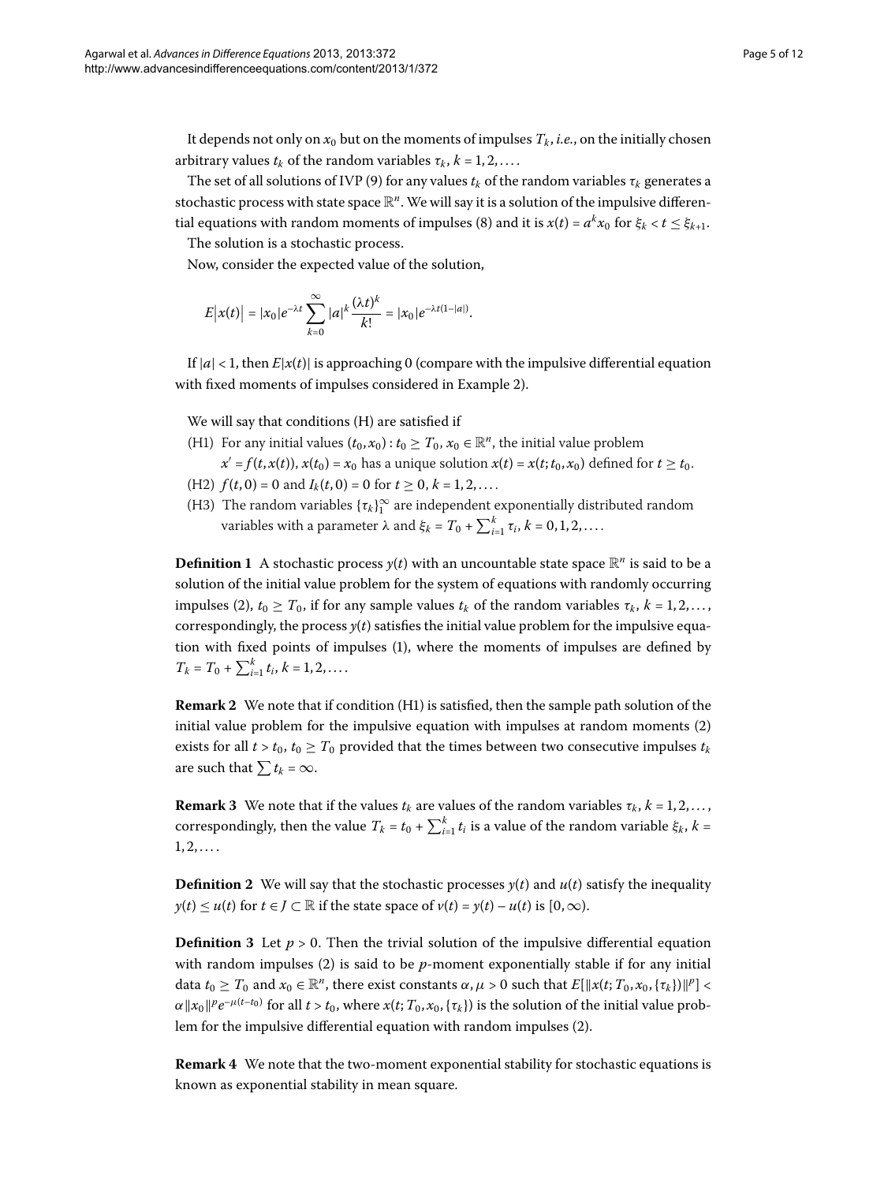It depends not only on $x_0$ but on the moments of impulses $T_k$, *i.e.*, on the initially chosen arbitrary values $t_k$ of the random variables $\tau_k$, $k = 1, 2, \ldots$.

The set of all solutions of IVP (9) for any values $t_k$ of the random variables $\tau_k$ generates a stochastic process with state space $\mathbb{R}^n$. We will say it is a solution of the impulsive differential equations with random moments of impulses (8) and it is $x(t) = a^k x_0$ for $\xi_k < t \le \xi_{k+1}$.

The solution is a stochastic process.

Now, consider the expected value of the solution,

$$E\left|x(t)\right| = |x_0| e^{-\lambda t} \sum_{k=0}^{\infty} |a|^k \frac{(\lambda t)^k}{k!} = |x_0| e^{-\lambda t(1-|a|)}.$$

If $|a| < 1$, then $E|x(t)|$ is approaching 0 (compare with the impulsive differential equation with fixed moments of impulses considered in Example 2).

We will say that conditions (H) are satisfied if

- (H1) For any initial values $(t_0, x_0) : t_0 \ge T_0$, $x_0 \in \mathbb{R}^n$, the initial value problem $x' = f(t, x(t))$, $x(t_0) = x_0$ has a unique solution $x(t) = x(t; t_0, x_0)$ defined for $t \ge t_0$.
- (H2) $f(t, 0) = 0$ and $I_k(t, 0) = 0$ for $t \ge 0$, $k = 1, 2, \ldots$.
- (H3) The random variables $\{\tau_k\}_1^\infty$ are independent exponentially distributed random variables with a parameter $\lambda$ and $\xi_k = T_0 + \sum_{i=1}^k \tau_i$, $k = 0, 1, 2, \ldots$.

**Definition 1** A stochastic process $y(t)$ with an uncountable state space $\mathbb{R}^n$ is said to be a solution of the initial value problem for the system of equations with randomly occurring impulses (2), $t_0 \ge T_0$, if for any sample values $t_k$ of the random variables $\tau_k$, $k = 1, 2, \ldots$, correspondingly, the process $y(t)$ satisfies the initial value problem for the impulsive equation with fixed points of impulses (1), where the moments of impulses are defined by $T_k = T_0 + \sum_{i=1}^k t_i$, $k = 1, 2, \ldots$.

**Remark 2** We note that if condition (H1) is satisfied, then the sample path solution of the initial value problem for the impulsive equation with impulses at random moments (2) exists for all $t > t_0$, $t_0 \ge T_0$ provided that the times between two consecutive impulses $t_k$ are such that $\sum t_k = \infty$.

**Remark 3** We note that if the values $t_k$ are values of the random variables $\tau_k$, $k = 1, 2, \ldots$, correspondingly, then the value $T_k = t_0 + \sum_{i=1}^k t_i$ is a value of the random variable $\xi_k$, $k = 1, 2, \ldots$.

**Definition 2** We will say that the stochastic processes $y(t)$ and $u(t)$ satisfy the inequality $y(t) \le u(t)$ for $t \in J \subset \mathbb{R}$ if the state space of $v(t) = y(t) - u(t)$ is $[0, \infty)$.

**Definition 3** Let $p > 0$. Then the trivial solution of the impulsive differential equation with random impulses (2) is said to be $p$-moment exponentially stable if for any initial data $t_0 \ge T_0$ and $x_0 \in \mathbb{R}^n$, there exist constants $\alpha, \mu > 0$ such that $E[\|x(t; T_0, x_0, \{\tau_k\})\|^p] < \alpha \|x_0\|^p e^{-\mu(t-t_0)}$ for all $t > t_0$, where $x(t; T_0, x_0, \{\tau_k\})$ is the solution of the initial value problem for the impulsive differential equation with random impulses (2).

**Remark 4** We note that the two-moment exponential stability for stochastic equations is known as exponential stability in mean square.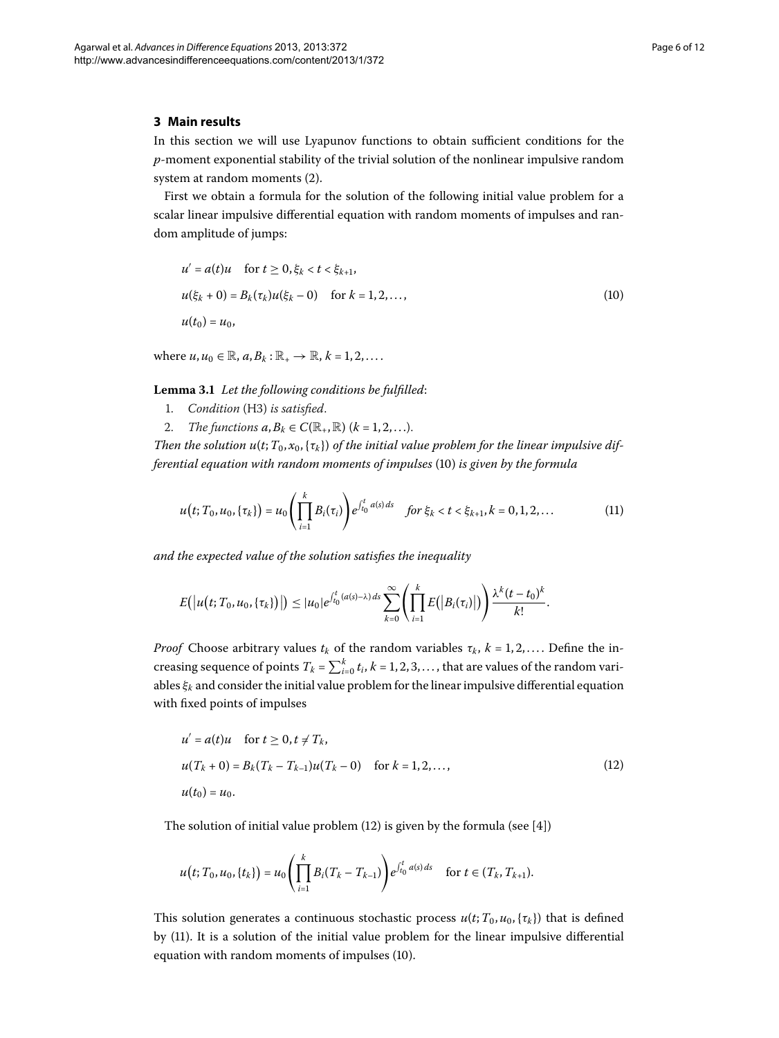## 3 Main results

In this section we will use Lyapunov functions to obtain sufficient conditions for the $p$-moment exponential stability of the trivial solution of the nonlinear impulsive random system at random moments (2).

First we obtain a formula for the solution of the following initial value problem for a scalar linear impulsive differential equation with random moments of impulses and random amplitude of jumps:

$$
\begin{aligned}
& u' = a(t)u \quad \text{for } t \geq 0, \xi_k < t < \xi_{k+1}, \\
& u(\xi_k + 0) = B_k(\tau_k) u(\xi_k - 0) \quad \text{for } k = 1, 2, \ldots, \\
& u(t_0) = u_0,
\end{aligned}
\tag{10}
$$

where $u, u_0 \in \mathbb{R}$, $a, B_k : \mathbb{R}_+ \to \mathbb{R}$, $k = 1, 2, \ldots$.

**Lemma 3.1** *Let the following conditions be fulfilled*:

1. *Condition* (H3) *is satisfied*.
2. *The functions* $a, B_k \in C(\mathbb{R}_+, \mathbb{R})$ $(k = 1, 2, \ldots)$.

*Then the solution* $u(t; T_0, x_0, \{\tau_k\})$ *of the initial value problem for the linear impulsive differential equation with random moments of impulses* (10) *is given by the formula*

$$
u(t; T_0, u_0, \{\tau_k\}) = u_0 \left( \prod_{i=1}^{k} B_i(\tau_i) \right) e^{\int_{t_0}^{t} a(s)\,ds} \quad \textit{for } \xi_k < t < \xi_{k+1}, k = 0, 1, 2, \ldots \tag{11}
$$

*and the expected value of the solution satisfies the inequality*

$$
E\left(\left|u(t; T_0, u_0, \{\tau_k\})\right|\right) \leq |u_0| e^{\int_{t_0}^{t} (a(s) - \lambda)\,ds} \sum_{k=0}^{\infty} \left( \prod_{i=1}^{k} E\left(\left|B_i(\tau_i)\right|\right) \right) \frac{\lambda^k (t - t_0)^k}{k!}.
$$

*Proof* Choose arbitrary values $t_k$ of the random variables $\tau_k$, $k = 1, 2, \ldots$. Define the increasing sequence of points $T_k = \sum_{i=0}^{k} t_i$, $k = 1, 2, 3, \ldots$, that are values of the random variables $\xi_k$ and consider the initial value problem for the linear impulsive differential equation with fixed points of impulses

$$
\begin{aligned}
& u' = a(t)u \quad \text{for } t \geq 0, t \neq T_k, \\
& u(T_k + 0) = B_k(T_k - T_{k-1}) u(T_k - 0) \quad \text{for } k = 1, 2, \ldots, \\
& u(t_0) = u_0.
\end{aligned}
\tag{12}
$$

The solution of initial value problem (12) is given by the formula (see [4])

$$
u(t; T_0, u_0, \{t_k\}) = u_0 \left( \prod_{i=1}^{k} B_i(T_k - T_{k-1}) \right) e^{\int_{t_0}^{t} a(s)\,ds} \quad \text{for } t \in (T_k, T_{k+1}).
$$

This solution generates a continuous stochastic process $u(t; T_0, u_0, \{\tau_k\})$ that is defined by (11). It is a solution of the initial value problem for the linear impulsive differential equation with random moments of impulses (10).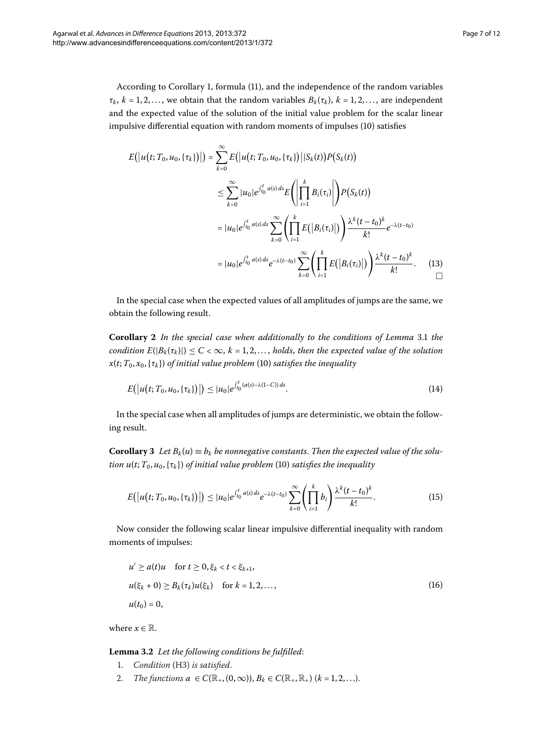According to Corollary 1, formula (11), and the independence of the random variables $\tau_k$, $k = 1, 2, \dots$, we obtain that the random variables $B_k(\tau_k)$, $k = 1, 2, \dots$, are independent and the expected value of the solution of the initial value problem for the scalar linear impulsive differential equation with random moments of impulses (10) satisfies

$$
\begin{aligned}
E\left(\left|u\left(t;T_0,u_0,\{\tau_k\}\right)\right|\right) &= \sum_{k=0}^{\infty} E\left(\left|u\left(t;T_0,u_0,\{\tau_k\}\right)\right| \middle| S_k(t)\right) P\left(S_k(t)\right) \\
&\leq \sum_{k=0}^{\infty} |u_0| e^{\int_{t_0}^{t} a(s)\,ds} E\left(\left|\prod_{i=1}^{k} B_i(\tau_i)\right|\right) P\left(S_k(t)\right) \\
&= |u_0| e^{\int_{t_0}^{t} a(s)\,ds} \sum_{k=0}^{\infty} \left(\prod_{i=1}^{k} E\left(\left|B_i(\tau_i)\right|\right)\right) \frac{\lambda^k (t-t_0)^k}{k!} e^{-\lambda(t-t_0)} \\
&= |u_0| e^{\int_{t_0}^{t} a(s)\,ds} e^{-\lambda(t-t_0)} \sum_{k=0}^{\infty} \left(\prod_{i=1}^{k} E\left(\left|B_i(\tau_i)\right|\right)\right) \frac{\lambda^k (t-t_0)^k}{k!}. \qquad (13)
\end{aligned}
$$

□

In the special case when the expected values of all amplitudes of jumps are the same, we obtain the following result.

**Corollary 2** *In the special case when additionally to the conditions of Lemma* 3.1 *the condition $E(|B_k(\tau_k)|) \leq C < \infty$, $k = 1, 2, \dots$, holds, then the expected value of the solution $x(t; T_0, x_0, \{\tau_k\})$ of initial value problem* (10) *satisfies the inequality*

$$
E\left(\left|u\left(t;T_0,u_0,\{\tau_k\}\right)\right|\right) \leq |u_0| e^{\int_{t_0}^{t} (a(s) - \lambda(1-C))\,ds}. \qquad (14)
$$

In the special case when all amplitudes of jumps are deterministic, we obtain the following result.

**Corollary 3** *Let $B_k(u) \equiv b_k$ be nonnegative constants. Then the expected value of the solution $u(t; T_0, u_0, \{\tau_k\})$ of initial value problem* (10) *satisfies the inequality*

$$
E\left(\left|u\left(t;T_0,u_0,\{\tau_k\}\right)\right|\right) \leq |u_0| e^{\int_{t_0}^{t} a(s)\,ds} e^{-\lambda(t-t_0)} \sum_{k=0}^{\infty} \left(\prod_{i=1}^{k} b_i\right) \frac{\lambda^k (t-t_0)^k}{k!}. \qquad (15)
$$

Now consider the following scalar linear impulsive differential inequality with random moments of impulses:

$$
\begin{aligned}
& u' \geq a(t)u \quad \text{for } t \geq 0, \xi_k < t < \xi_{k+1}, \\
& u(\xi_k + 0) \geq B_k(\tau_k) u(\xi_k) \quad \text{for } k = 1, 2, \dots, \qquad (16) \\
& u(t_0) = 0,
\end{aligned}
$$

where $x \in \mathbb{R}$.

**Lemma 3.2** *Let the following conditions be fulfilled*:

1. *Condition* (H3) *is satisfied*.
2. *The functions $a \in C(\mathbb{R}_+, (0, \infty))$, $B_k \in C(\mathbb{R}_+, \mathbb{R}_+)$ $(k = 1, 2, \dots)$.*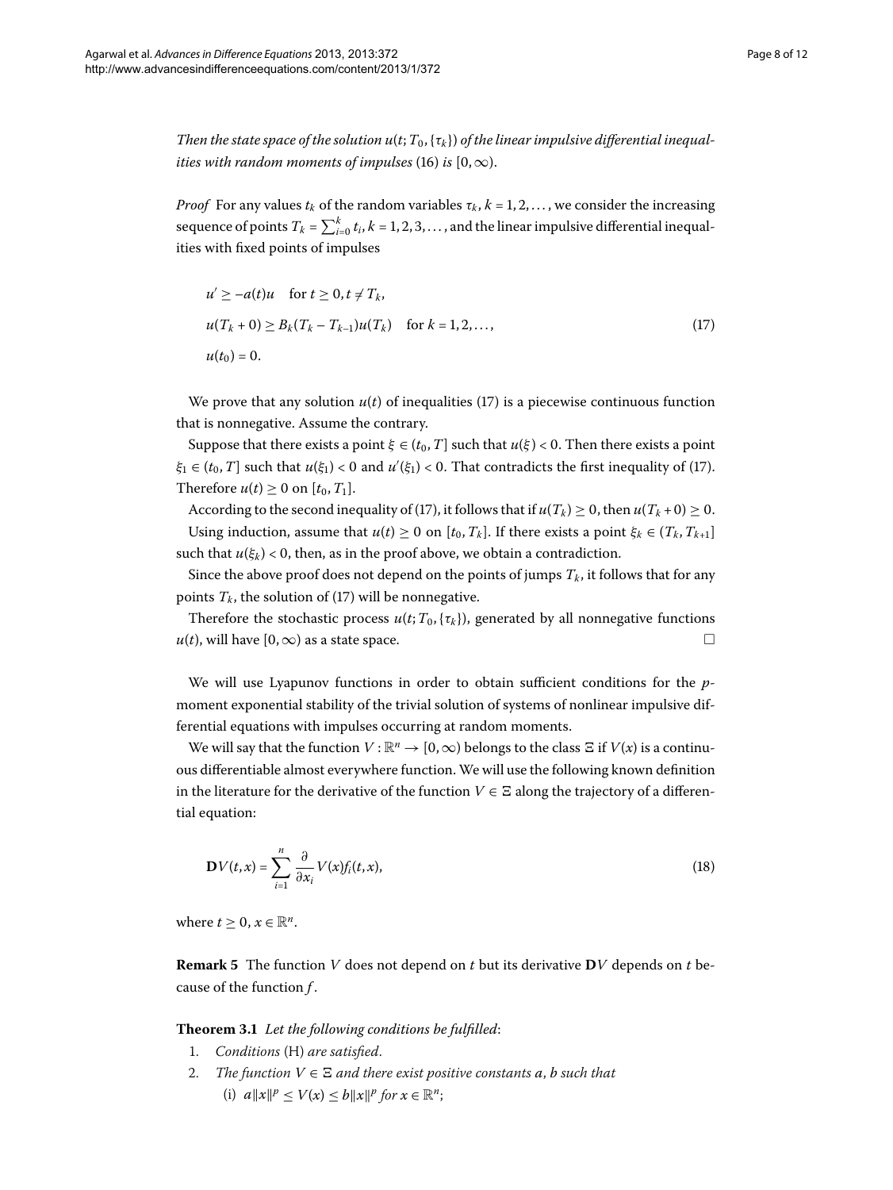*Then the state space of the solution $u(t; T_0, \{\tau_k\})$ of the linear impulsive differential inequalities with random moments of impulses* (16) *is* $[0, \infty)$.

*Proof* For any values $t_k$ of the random variables $\tau_k$, $k = 1, 2, \dots$, we consider the increasing sequence of points $T_k = \sum_{i=0}^{k} t_i$, $k = 1, 2, 3, \dots$, and the linear impulsive differential inequalities with fixed points of impulses

$$
\begin{aligned}
&u' \geq -a(t)u \quad \text{for } t \geq 0, t \neq T_k, \\
&u(T_k + 0) \geq B_k(T_k - T_{k-1})u(T_k) \quad \text{for } k = 1, 2, \dots, \\
&u(t_0) = 0.
\end{aligned}
\tag{17}
$$

We prove that any solution $u(t)$ of inequalities (17) is a piecewise continuous function that is nonnegative. Assume the contrary.

Suppose that there exists a point $\xi \in (t_0, T]$ such that $u(\xi) < 0$. Then there exists a point $\xi_1 \in (t_0, T]$ such that $u(\xi_1) < 0$ and $u'(\xi_1) < 0$. That contradicts the first inequality of (17). Therefore $u(t) \geq 0$ on $[t_0, T_1]$.

According to the second inequality of (17), it follows that if $u(T_k) \geq 0$, then $u(T_k + 0) \geq 0$.

Using induction, assume that $u(t) \geq 0$ on $[t_0, T_k]$. If there exists a point $\xi_k \in (T_k, T_{k+1}]$ such that $u(\xi_k) < 0$, then, as in the proof above, we obtain a contradiction.

Since the above proof does not depend on the points of jumps $T_k$, it follows that for any points $T_k$, the solution of (17) will be nonnegative.

Therefore the stochastic process $u(t; T_0, \{\tau_k\})$, generated by all nonnegative functions $u(t)$, will have $[0, \infty)$ as a state space. □

We will use Lyapunov functions in order to obtain sufficient conditions for the $p$-moment exponential stability of the trivial solution of systems of nonlinear impulsive differential equations with impulses occurring at random moments.

We will say that the function $V : \mathbb{R}^n \to [0, \infty)$ belongs to the class $\Xi$ if $V(x)$ is a continuous differentiable almost everywhere function. We will use the following known definition in the literature for the derivative of the function $V \in \Xi$ along the trajectory of a differential equation:

$$
\mathbf{D}V(t, x) = \sum_{i=1}^{n} \frac{\partial}{\partial x_i} V(x) f_i(t, x),
\tag{18}
$$

where $t \geq 0$, $x \in \mathbb{R}^n$.

**Remark 5** The function $V$ does not depend on $t$ but its derivative $\mathbf{D}V$ depends on $t$ because of the function $f$.

**Theorem 3.1** *Let the following conditions be fulfilled*:

1. *Conditions* (H) *are satisfied.*
2. *The function $V \in \Xi$ and there exist positive constants $a$, $b$ such that*
   (i) $a\|x\|^p \leq V(x) \leq b\|x\|^p$ *for* $x \in \mathbb{R}^n$;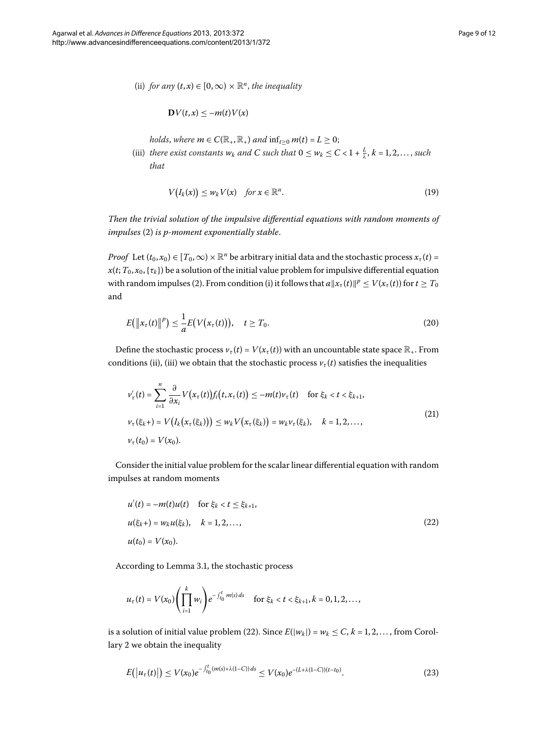(ii) *for any* $(t,x) \in [0,\infty) \times \mathbb{R}^n$, *the inequality*

$$\mathbf{D}V(t,x) \leq -m(t)V(x)$$

*holds, where* $m \in C(\mathbb{R}_+, \mathbb{R}_+)$ *and* $\inf_{t\geq 0} m(t) = L \geq 0$;

(iii) *there exist constants* $w_k$ *and* $C$ *such that* $0 \leq w_k \leq C < 1 + \frac{L}{\lambda}$, $k = 1,2,\ldots$, *such that*

$$V(I_k(x)) \leq w_k V(x) \quad \text{for } x \in \mathbb{R}^n. \tag{19}$$

*Then the trivial solution of the impulsive differential equations with random moments of impulses* (2) *is p-moment exponentially stable.*

*Proof* Let $(t_0, x_0) \in [T_0,\infty) \times \mathbb{R}^n$ be arbitrary initial data and the stochastic process $x_\tau(t) = x(t; T_0, x_0, \{\tau_k\})$ be a solution of the initial value problem for impulsive differential equation with random impulses (2). From condition (i) it follows that $a\|x_\tau(t)\|^p \leq V(x_\tau(t))$ for $t \geq T_0$ and

$$E(\|x_\tau(t)\|^p) \leq \frac{1}{a}E(V(x_\tau(t))), \quad t \geq T_0. \tag{20}$$

Define the stochastic process $v_\tau(t) = V(x_\tau(t))$ with an uncountable state space $\mathbb{R}_+$. From conditions (ii), (iii) we obtain that the stochastic process $v_\tau(t)$ satisfies the inequalities

$$\begin{aligned}
&v'_\tau(t) = \sum_{i=1}^{n} \frac{\partial}{\partial x_i} V(x_\tau(t)) f_i(t, x_\tau(t)) \leq -m(t)v_\tau(t) \quad \text{for } \xi_k < t < \xi_{k+1}, \\
&v_\tau(\xi_k+) = V(I_k(x_\tau(\xi_k))) \leq w_k V(x_\tau(\xi_k)) = w_k v_\tau(\xi_k), \quad k = 1,2,\ldots, \\
&v_\tau(t_0) = V(x_0).
\end{aligned} \tag{21}$$

Consider the initial value problem for the scalar linear differential equation with random impulses at random moments

$$\begin{aligned}
&u'(t) = -m(t)u(t) \quad \text{for } \xi_k < t \leq \xi_{k+1}, \\
&u(\xi_k+) = w_k u(\xi_k), \quad k = 1,2,\ldots, \\
&u(t_0) = V(x_0).
\end{aligned} \tag{22}$$

According to Lemma 3.1, the stochastic process

$$u_\tau(t) = V(x_0)\left(\prod_{i=1}^{k} w_i\right) e^{-\int_{t_0}^{t} m(s)\,ds} \quad \text{for } \xi_k < t < \xi_{k+1}, k = 0,1,2,\ldots,$$

is a solution of initial value problem (22). Since $E(|w_k|) = w_k \leq C$, $k = 1,2,\ldots$, from Corollary 2 we obtain the inequality

$$E(|u_\tau(t)|) \leq V(x_0)e^{-\int_{t_0}^{t}(m(s)+\lambda(1-C))\,ds} \leq V(x_0)e^{-(L+\lambda(1-C))(t-t_0)}. \tag{23}$$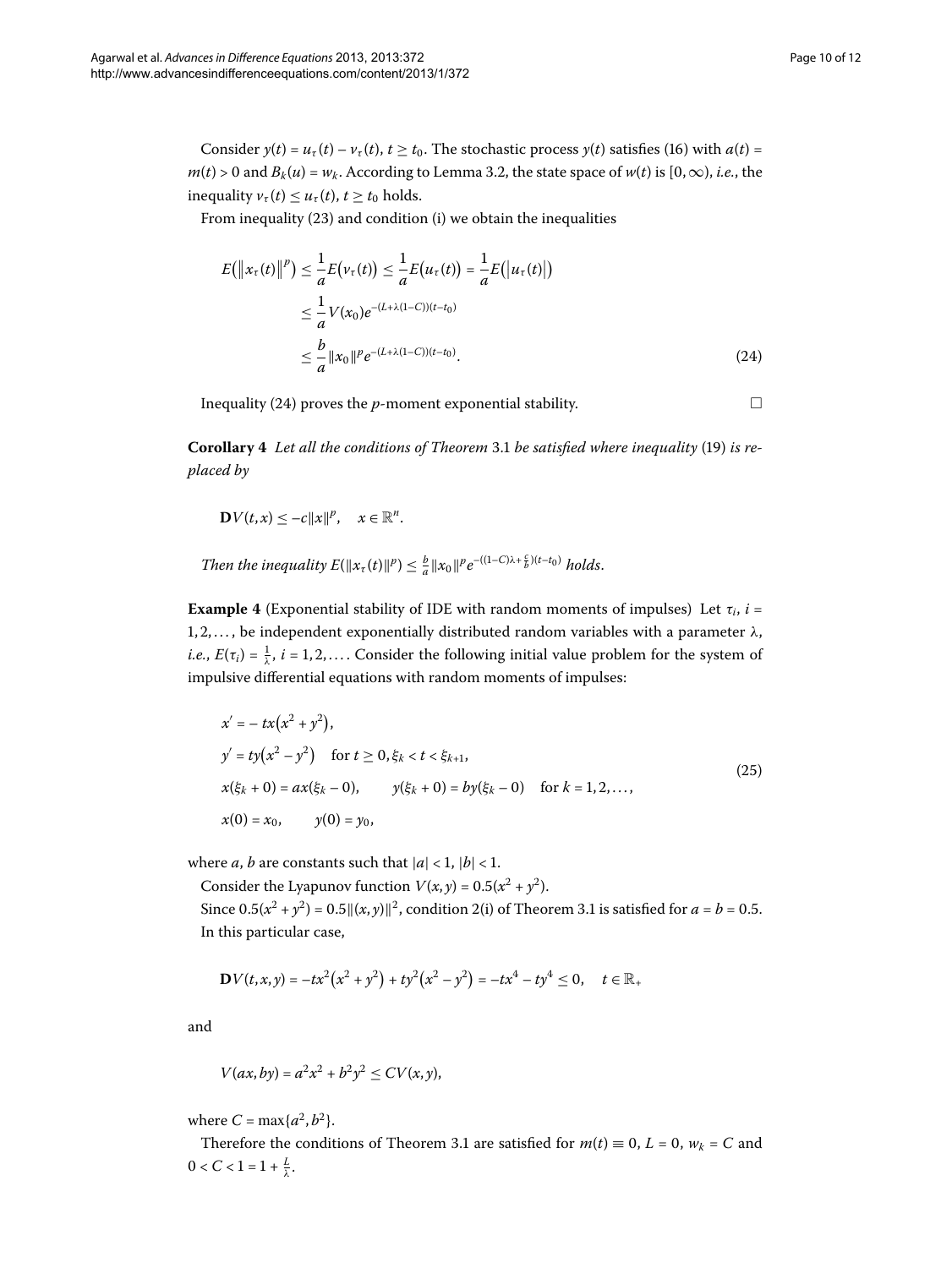Consider $y(t) = u_\tau(t) - v_\tau(t)$, $t \geq t_0$. The stochastic process $y(t)$ satisfies (16) with $a(t) = m(t) > 0$ and $B_k(u) = w_k$. According to Lemma 3.2, the state space of $w(t)$ is $[0, \infty)$, *i.e.*, the inequality $v_\tau(t) \leq u_\tau(t)$, $t \geq t_0$ holds.

From inequality (23) and condition (i) we obtain the inequalities

$$
\begin{aligned}
E\big(\|x_\tau(t)\|^p\big) &\leq \frac{1}{a}E\big(v_\tau(t)\big) \leq \frac{1}{a}E\big(u_\tau(t)\big) = \frac{1}{a}E\big(|u_\tau(t)|\big) \\
&\leq \frac{1}{a}V(x_0)e^{-(L+\lambda(1-C))(t-t_0)} \\
&\leq \frac{b}{a}\|x_0\|^p e^{-(L+\lambda(1-C))(t-t_0)}.
\end{aligned} \tag{24}
$$

Inequality (24) proves the $p$-moment exponential stability. □

**Corollary 4** *Let all the conditions of Theorem* 3.1 *be satisfied where inequality* (19) *is replaced by*

$$
\mathbf{D}V(t,x) \leq -c\|x\|^p, \quad x \in \mathbb{R}^n.
$$

*Then the inequality* $E(\|x_\tau(t)\|^p) \leq \frac{b}{a}\|x_0\|^p e^{-((1-C)\lambda + \frac{c}{b})(t-t_0)}$ *holds*.

**Example 4** (Exponential stability of IDE with random moments of impulses) Let $\tau_i$, $i = 1, 2, \ldots$, be independent exponentially distributed random variables with a parameter $\lambda$, *i.e.*, $E(\tau_i) = \frac{1}{\lambda}$, $i = 1, 2, \ldots$. Consider the following initial value problem for the system of impulsive differential equations with random moments of impulses:

$$
\begin{aligned}
&x' = -tx\big(x^2 + y^2\big), \\
&y' = ty\big(x^2 - y^2\big) \quad \text{for } t \geq 0, \xi_k < t < \xi_{k+1}, \\
&x(\xi_k + 0) = ax(\xi_k - 0), \qquad y(\xi_k + 0) = by(\xi_k - 0) \quad \text{for } k = 1, 2, \ldots, \\
&x(0) = x_0, \qquad y(0) = y_0,
\end{aligned} \tag{25}
$$

where $a$, $b$ are constants such that $|a| < 1$, $|b| < 1$.

Consider the Lyapunov function $V(x, y) = 0.5(x^2 + y^2)$.

Since $0.5(x^2 + y^2) = 0.5\|(x, y)\|^2$, condition 2(i) of Theorem 3.1 is satisfied for $a = b = 0.5$.

In this particular case,

$$
\mathbf{D}V(t, x, y) = -tx^2\big(x^2 + y^2\big) + ty^2\big(x^2 - y^2\big) = -tx^4 - ty^4 \leq 0, \quad t \in \mathbb{R}_+
$$

and

$$
V(ax, by) = a^2x^2 + b^2y^2 \leq CV(x, y),
$$

where $C = \max\{a^2, b^2\}$.

Therefore the conditions of Theorem 3.1 are satisfied for $m(t) \equiv 0$, $L = 0$, $w_k = C$ and $0 < C < 1 = 1 + \frac{L}{\lambda}$.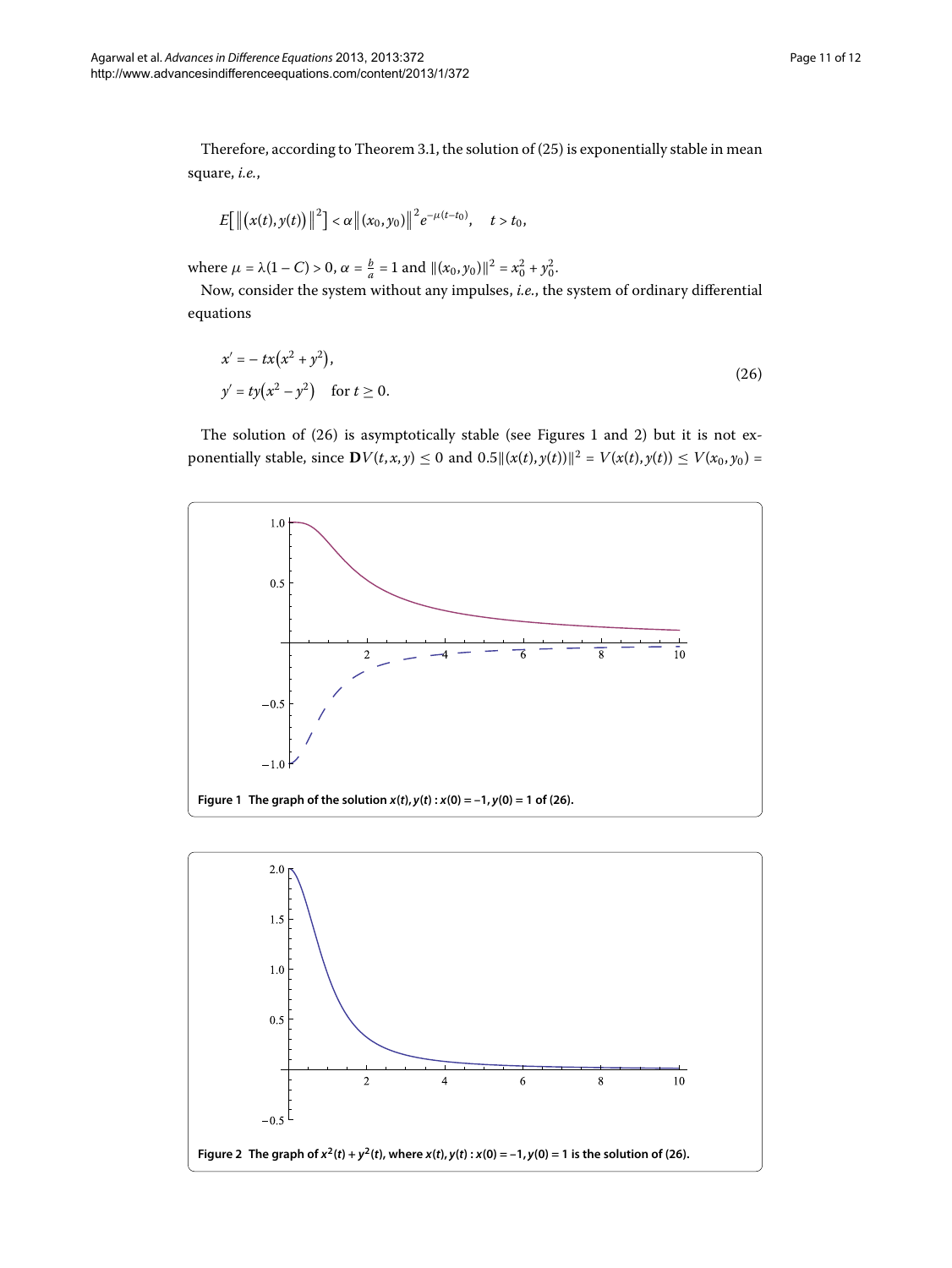Therefore, according to Theorem 3.1, the solution of (25) is exponentially stable in mean square, *i.e.*,

$$E\left[\left\|\left(x(t),y(t)\right)\right\|^2\right] < \alpha\left\|(x_0,y_0)\right\|^2 e^{-\mu(t-t_0)}, \quad t > t_0,$$

where $\mu = \lambda(1-C) > 0$, $\alpha = \frac{b}{a} = 1$ and $\|(x_0,y_0)\|^2 = x_0^2 + y_0^2$.

Now, consider the system without any impulses, *i.e.*, the system of ordinary differential equations

$$\begin{aligned} x' &= -tx\left(x^2+y^2\right), \\ y' &= ty\left(x^2-y^2\right) \quad \text{for } t \geq 0. \end{aligned} \tag{26}$$

The solution of (26) is asymptotically stable (see Figures 1 and 2) but it is not exponentially stable, since $\mathbf{D}V(t,x,y) \leq 0$ and $0.5\|(x(t),y(t))\|^2 = V(x(t),y(t)) \leq V(x_0,y_0) =$

**Figure 1 The graph of the solution $x(t), y(t) : x(0) = -1, y(0) = 1$ of (26).**

**Figure 2 The graph of $x^2(t) + y^2(t)$, where $x(t), y(t) : x(0) = -1, y(0) = 1$ is the solution of (26).**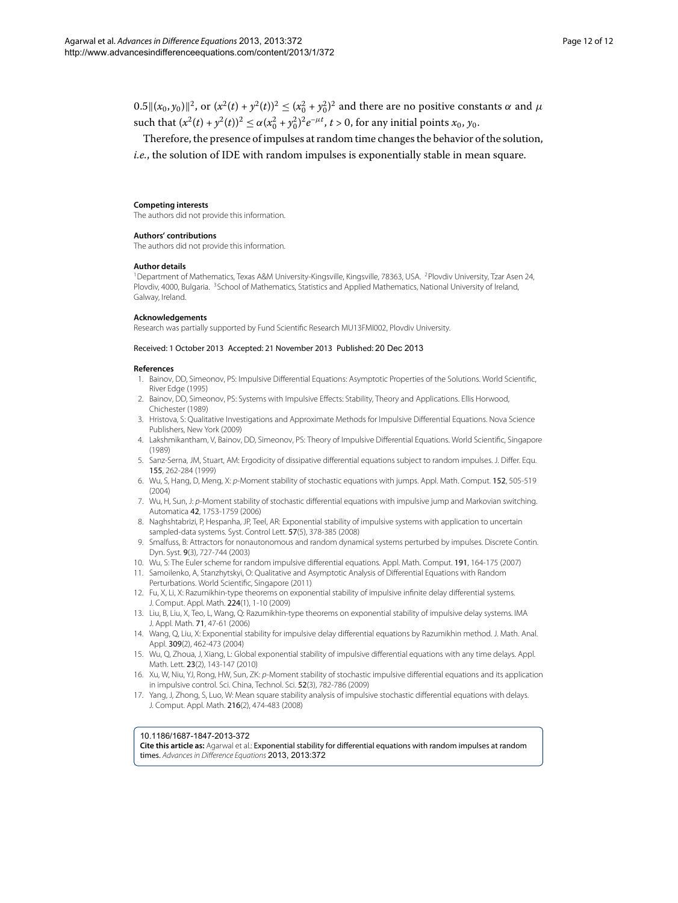$0.5\|(x_0, y_0)\|^2$, or $(x^2(t) + y^2(t))^2 \leq (x_0^2 + y_0^2)^2$ and there are no positive constants $\alpha$ and $\mu$ such that $(x^2(t) + y^2(t))^2 \leq \alpha(x_0^2 + y_0^2)^2 e^{-\mu t}$, $t > 0$, for any initial points $x_0$, $y_0$.

Therefore, the presence of impulses at random time changes the behavior of the solution, *i.e.*, the solution of IDE with random impulses is exponentially stable in mean square.

**Competing interests**

The authors did not provide this information.

**Authors' contributions**

The authors did not provide this information.

**Author details**

[1]Department of Mathematics, Texas A&M University-Kingsville, Kingsville, 78363, USA. [2]Plovdiv University, Tzar Asen 24, Plovdiv, 4000, Bulgaria. [3]School of Mathematics, Statistics and Applied Mathematics, National University of Ireland, Galway, Ireland.

**Acknowledgements**

Research was partially supported by Fund Scientific Research MU13FMI002, Plovdiv University.

Received: 1 October 2013 Accepted: 21 November 2013 Published: 20 Dec 2013

**References**

1. Bainov, DD, Simeonov, PS: Impulsive Differential Equations: Asymptotic Properties of the Solutions. World Scientific, River Edge (1995)
2. Bainov, DD, Simeonov, PS: Systems with Impulsive Effects: Stability, Theory and Applications. Ellis Horwood, Chichester (1989)
3. Hristova, S: Qualitative Investigations and Approximate Methods for Impulsive Differential Equations. Nova Science Publishers, New York (2009)
4. Lakshmikantham, V, Bainov, DD, Simeonov, PS: Theory of Impulsive Differential Equations. World Scientific, Singapore (1989)
5. Sanz-Serna, JM, Stuart, AM: Ergodicity of dissipative differential equations subject to random impulses. J. Differ. Equ. **155**, 262-284 (1999)
6. Wu, S, Hang, D, Meng, X: *p*-Moment stability of stochastic equations with jumps. Appl. Math. Comput. **152**, 505-519 (2004)
7. Wu, H, Sun, J: *p*-Moment stability of stochastic differential equations with impulsive jump and Markovian switching. Automatica **42**, 1753-1759 (2006)
8. Naghshtabrizi, P, Hespanha, JP, Teel, AR: Exponential stability of impulsive systems with application to uncertain sampled-data systems. Syst. Control Lett. **57**(5), 378-385 (2008)
9. Smalfuss, B: Attractors for nonautonomous and random dynamical systems perturbed by impulses. Discrete Contin. Dyn. Syst. **9**(3), 727-744 (2003)
10. Wu, S: The Euler scheme for random impulsive differential equations. Appl. Math. Comput. **191**, 164-175 (2007)
11. Samoilenko, A, Stanzhytskyi, O: Qualitative and Asymptotic Analysis of Differential Equations with Random Perturbations. World Scientific, Singapore (2011)
12. Fu, X, Li, X: Razumikhin-type theorems on exponential stability of impulsive infinite delay differential systems. J. Comput. Appl. Math. **224**(1), 1-10 (2009)
13. Liu, B, Liu, X, Teo, L, Wang, Q: Razumikhin-type theorems on exponential stability of impulsive delay systems. IMA J. Appl. Math. **71**, 47-61 (2006)
14. Wang, Q, Liu, X: Exponential stability for impulsive delay differential equations by Razumikhin method. J. Math. Anal. Appl. **309**(2), 462-473 (2004)
15. Wu, Q, Zhoua, J, Xiang, L: Global exponential stability of impulsive differential equations with any time delays. Appl. Math. Lett. **23**(2), 143-147 (2010)
16. Xu, W, Niu, YJ, Rong, HW, Sun, ZK: *p*-Moment stability of stochastic impulsive differential equations and its application in impulsive control. Sci. China, Technol. Sci. **52**(3), 782-786 (2009)
17. Yang, J, Zhong, S, Luo, W: Mean square stability analysis of impulsive stochastic differential equations with delays. J. Comput. Appl. Math. **216**(2), 474-483 (2008)

10.1186/1687-1847-2013-372

**Cite this article as:** Agarwal et al.: Exponential stability for differential equations with random impulses at random times. *Advances in Difference Equations* 2013, 2013:372